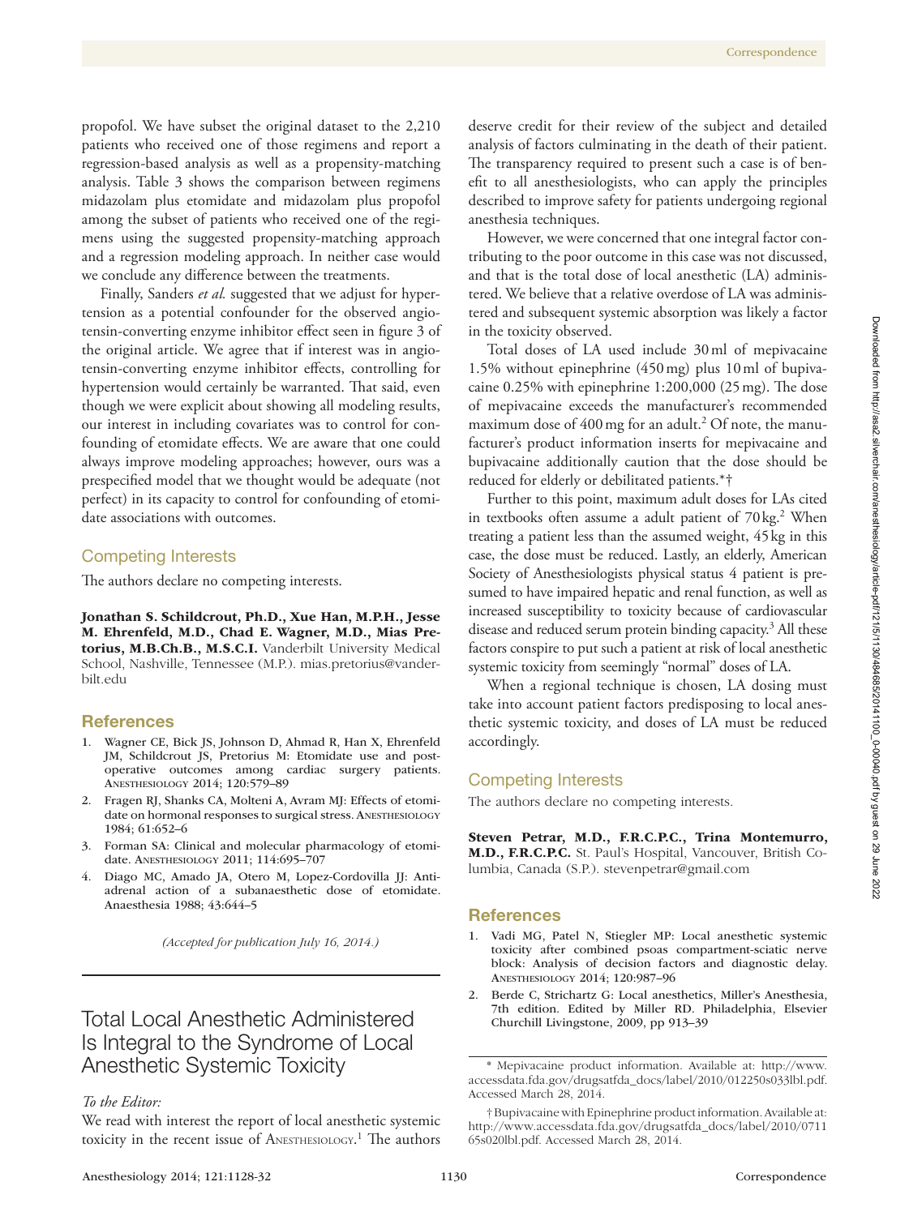propofol. We have subset the original dataset to the 2,210 patients who received one of those regimens and report a regression-based analysis as well as a propensity-matching analysis. Table 3 shows the comparison between regimens midazolam plus etomidate and midazolam plus propofol among the subset of patients who received one of the regimens using the suggested propensity-matching approach and a regression modeling approach. In neither case would we conclude any difference between the treatments.

Finally, Sanders *et al.* suggested that we adjust for hypertension as a potential confounder for the observed angiotensin-converting enzyme inhibitor effect seen in figure 3 of the original article. We agree that if interest was in angiotensin-converting enzyme inhibitor effects, controlling for hypertension would certainly be warranted. That said, even though we were explicit about showing all modeling results, our interest in including covariates was to control for confounding of etomidate effects. We are aware that one could always improve modeling approaches; however, ours was a prespecified model that we thought would be adequate (not perfect) in its capacity to control for confounding of etomidate associations with outcomes.

## Competing Interests

The authors declare no competing interests.

**Jonathan S. Schildcrout, Ph.D., Xue Han, M.P.H., Jesse M. Ehrenfeld, M.D., Chad E. Wagner, M.D., Mias Pretorius, M.B.Ch.B., M.S.C.I.** Vanderbilt University Medical School, Nashville, Tennessee (M.P.). mias.pretorius@vanderbilt.edu

## References

1. Wagner CE, Bick JS, Johnson D, Ahmad R, Han X, Ehrenfeld JM, Schildcrout JS, Pretorius M: Etomidate use and postoperative outcomes among cardiac surgery patients. Anesthesiology 2014; 120:579–89
2. Fragen RJ, Shanks CA, Molteni A, Avram MJ: Effects of etomidate on hormonal responses to surgical stress. Anesthesiology 1984; 61:652–6
3. Forman SA: Clinical and molecular pharmacology of etomidate. Anesthesiology 2011; 114:695–707
4. Diago MC, Amado JA, Otero M, Lopez-Cordovilla JJ: Antiadrenal action of a subanaesthetic dose of etomidate. Anaesthesia 1988; 43:644–5

*(Accepted for publication July 16, 2014.)*

# Total Local Anesthetic Administered Is Integral to the Syndrome of Local Anesthetic Systemic Toxicity

*To the Editor:*

We read with interest the report of local anesthetic systemic toxicity in the recent issue of Anesthesiology.[1] The authors deserve credit for their review of the subject and detailed analysis of factors culminating in the death of their patient. The transparency required to present such a case is of benefit to all anesthesiologists, who can apply the principles described to improve safety for patients undergoing regional anesthesia techniques.

However, we were concerned that one integral factor contributing to the poor outcome in this case was not discussed, and that is the total dose of local anesthetic (LA) administered. We believe that a relative overdose of LA was administered and subsequent systemic absorption was likely a factor in the toxicity observed.

Total doses of LA used include 30 ml of mepivacaine 1.5% without epinephrine (450 mg) plus 10 ml of bupivacaine 0.25% with epinephrine 1:200,000 (25 mg). The dose of mepivacaine exceeds the manufacturer's recommended maximum dose of 400 mg for an adult.[2] Of note, the manufacturer's product information inserts for mepivacaine and bupivacaine additionally caution that the dose should be reduced for elderly or debilitated patients.[*†]

Further to this point, maximum adult doses for LAs cited in textbooks often assume a adult patient of 70 kg.[2] When treating a patient less than the assumed weight, 45 kg in this case, the dose must be reduced. Lastly, an elderly, American Society of Anesthesiologists physical status 4 patient is presumed to have impaired hepatic and renal function, as well as increased susceptibility to toxicity because of cardiovascular disease and reduced serum protein binding capacity.[3] All these factors conspire to put such a patient at risk of local anesthetic systemic toxicity from seemingly "normal" doses of LA.

When a regional technique is chosen, LA dosing must take into account patient factors predisposing to local anesthetic systemic toxicity, and doses of LA must be reduced accordingly.

## Competing Interests

The authors declare no competing interests.

**Steven Petrar, M.D., F.R.C.P.C., Trina Montemurro, M.D., F.R.C.P.C.** St. Paul's Hospital, Vancouver, British Columbia, Canada (S.P.). stevenpetrar@gmail.com

## References

1. Vadi MG, Patel N, Stiegler MP: Local anesthetic systemic toxicity after combined psoas compartment-sciatic nerve block: Analysis of decision factors and diagnostic delay. Anesthesiology 2014; 120:987–96
2. Berde C, Strichartz G: Local anesthetics, Miller's Anesthesia, 7th edition. Edited by Miller RD. Philadelphia, Elsevier Churchill Livingstone, 2009, pp 913–39

\* Mepivacaine product information. Available at: http://www.accessdata.fda.gov/drugsatfda_docs/label/2010/012250s033lbl.pdf. Accessed March 28, 2014.

† Bupivacaine with Epinephrine product information. Available at: http://www.accessdata.fda.gov/drugsatfda_docs/label/2010/071165s020lbl.pdf. Accessed March 28, 2014.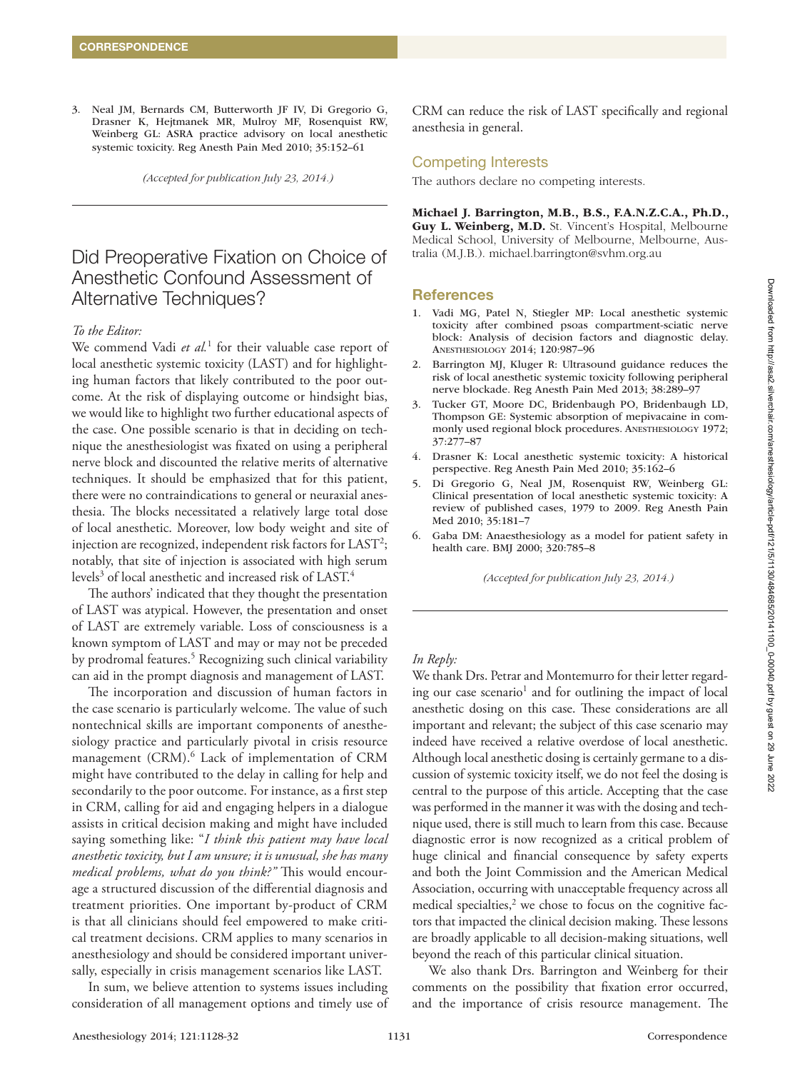3. Neal JM, Bernards CM, Butterworth JF IV, Di Gregorio G, Drasner K, Hejtmanek MR, Mulroy MF, Rosenquist RW, Weinberg GL: ASRA practice advisory on local anesthetic systemic toxicity. Reg Anesth Pain Med 2010; 35:152–61

*(Accepted for publication July 23, 2014.)*

# Did Preoperative Fixation on Choice of Anesthetic Confound Assessment of Alternative Techniques?

*To the Editor:*

We commend Vadi *et al.*[1] for their valuable case report of local anesthetic systemic toxicity (LAST) and for highlighting human factors that likely contributed to the poor outcome. At the risk of displaying outcome or hindsight bias, we would like to highlight two further educational aspects of the case. One possible scenario is that in deciding on technique the anesthesiologist was fixated on using a peripheral nerve block and discounted the relative merits of alternative techniques. It should be emphasized that for this patient, there were no contraindications to general or neuraxial anesthesia. The blocks necessitated a relatively large total dose of local anesthetic. Moreover, low body weight and site of injection are recognized, independent risk factors for LAST[2]; notably, that site of injection is associated with high serum levels[3] of local anesthetic and increased risk of LAST.[4]

The authors' indicated that they thought the presentation of LAST was atypical. However, the presentation and onset of LAST are extremely variable. Loss of consciousness is a known symptom of LAST and may or may not be preceded by prodromal features.[5] Recognizing such clinical variability can aid in the prompt diagnosis and management of LAST.

The incorporation and discussion of human factors in the case scenario is particularly welcome. The value of such nontechnical skills are important components of anesthesiology practice and particularly pivotal in crisis resource management (CRM).[6] Lack of implementation of CRM might have contributed to the delay in calling for help and secondarily to the poor outcome. For instance, as a first step in CRM, calling for aid and engaging helpers in a dialogue assists in critical decision making and might have included saying something like: "*I think this patient may have local anesthetic toxicity, but I am unsure; it is unusual, she has many medical problems, what do you think?"* This would encourage a structured discussion of the differential diagnosis and treatment priorities. One important by-product of CRM is that all clinicians should feel empowered to make critical treatment decisions. CRM applies to many scenarios in anesthesiology and should be considered important universally, especially in crisis management scenarios like LAST.

In sum, we believe attention to systems issues including consideration of all management options and timely use of CRM can reduce the risk of LAST specifically and regional anesthesia in general.

## Competing Interests

The authors declare no competing interests.

**Michael J. Barrington, M.B., B.S., F.A.N.Z.C.A., Ph.D., Guy L. Weinberg, M.D.** St. Vincent's Hospital, Melbourne Medical School, University of Melbourne, Melbourne, Australia (M.J.B.). michael.barrington@svhm.org.au

## References

1. Vadi MG, Patel N, Stiegler MP: Local anesthetic systemic toxicity after combined psoas compartment-sciatic nerve block: Analysis of decision factors and diagnostic delay. Anesthesiology 2014; 120:987–96
2. Barrington MJ, Kluger R: Ultrasound guidance reduces the risk of local anesthetic systemic toxicity following peripheral nerve blockade. Reg Anesth Pain Med 2013; 38:289–97
3. Tucker GT, Moore DC, Bridenbaugh PO, Bridenbaugh LD, Thompson GE: Systemic absorption of mepivacaine in commonly used regional block procedures. Anesthesiology 1972; 37:277–87
4. Drasner K: Local anesthetic systemic toxicity: A historical perspective. Reg Anesth Pain Med 2010; 35:162–6
5. Di Gregorio G, Neal JM, Rosenquist RW, Weinberg GL: Clinical presentation of local anesthetic systemic toxicity: A review of published cases, 1979 to 2009. Reg Anesth Pain Med 2010; 35:181–7
6. Gaba DM: Anaesthesiology as a model for patient safety in health care. BMJ 2000; 320:785–8

*(Accepted for publication July 23, 2014.)*

*In Reply:*

We thank Drs. Petrar and Montemurro for their letter regarding our case scenario[1] and for outlining the impact of local anesthetic dosing on this case. These considerations are all important and relevant; the subject of this case scenario may indeed have received a relative overdose of local anesthetic. Although local anesthetic dosing is certainly germane to a discussion of systemic toxicity itself, we do not feel the dosing is central to the purpose of this article. Accepting that the case was performed in the manner it was with the dosing and technique used, there is still much to learn from this case. Because diagnostic error is now recognized as a critical problem of huge clinical and financial consequence by safety experts and both the Joint Commission and the American Medical Association, occurring with unacceptable frequency across all medical specialties,[2] we chose to focus on the cognitive factors that impacted the clinical decision making. These lessons are broadly applicable to all decision-making situations, well beyond the reach of this particular clinical situation.

We also thank Drs. Barrington and Weinberg for their comments on the possibility that fixation error occurred, and the importance of crisis resource management. The